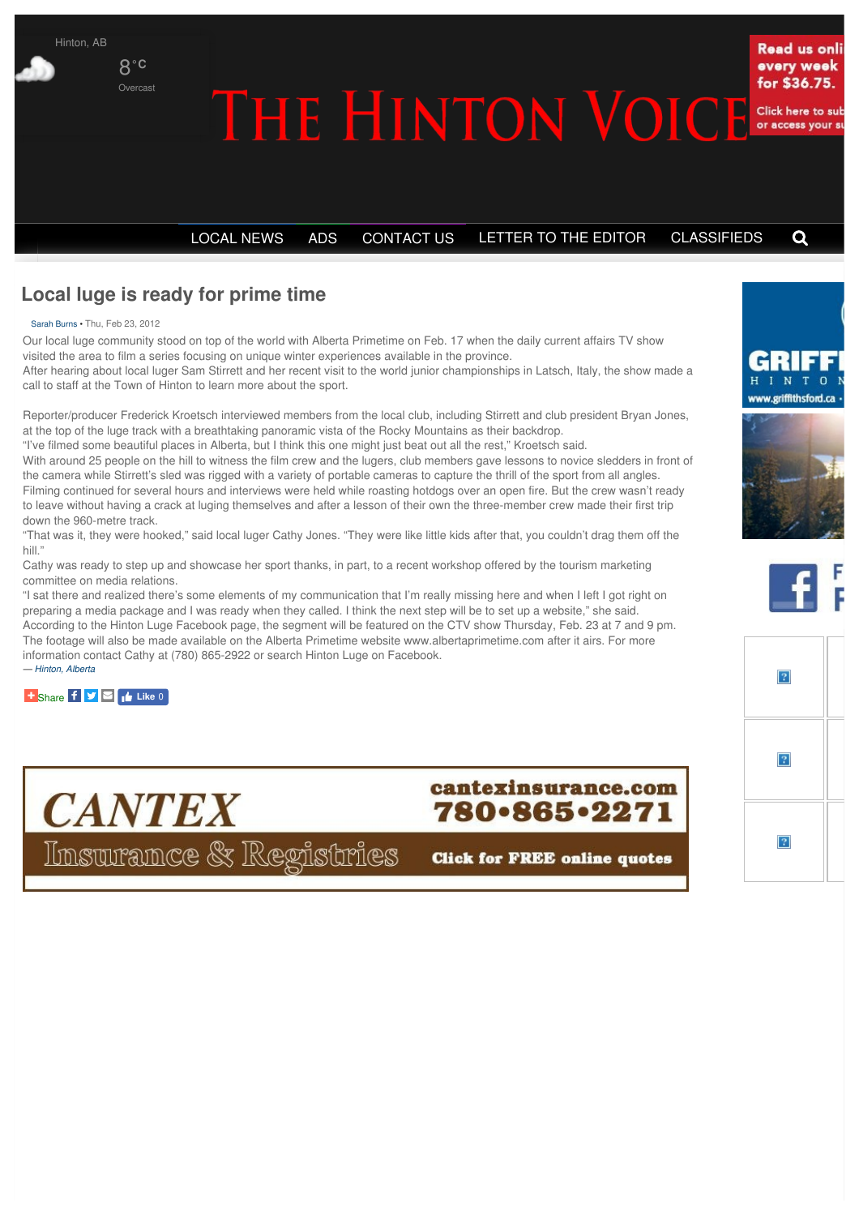# Local luge is ready for prime time

Sarah Burns • Thu, Feb 23, 2012

Our local luge community stood on top of the world with Alberta Primetime on Feb. 17 when the daily current affairs TV show visited the area to film a series focusing on unique winter experiences available in the province.

After hearing about local luger Sam Stirrett and her recent visit to the world junior championships in Latsch, Italy, the show made a call to staff at the Town of Hinton to learn more about the sport.

Reporter/producer Frederick Kroetsch interviewed members from the local club, including Stirrett and club president Bryan Jones, at the top of the luge track with a breathtaking panoramic vista of the Rocky Mountains as their backdrop.

"I've filmed some beautiful places in Alberta, but I think this one might just beat out all the rest," Kroetsch said.

With around 25 people on the hill to witness the film crew and the lugers, club members gave lessons to novice sledders in front of the camera while Stirrett's sled was rigged with a variety of portable cameras to capture the thrill of the sport from all angles.

Filming continued for several hours and interviews were held while roasting hotdogs over an open fire. But the crew wasn't ready to leave without having a crack at luging themselves and after a lesson of their own the three-member crew made their first trip down the 960-metre track.

"That was it, they were hooked," said local luger Cathy Jones. "They were like little kids after that, you couldn't drag them off the hill."

Cathy was ready to step up and showcase her sport thanks, in part, to a recent workshop offered by the tourism marketing committee on media relations.

"I sat there and realized there's some elements of my communication that I'm really missing here and when I left I got right on preparing a media package and I was ready when they called. I think the next step will be to set up a website," she said.

According to the Hinton Luge Facebook page, the segment will be featured on the CTV show Thursday, Feb. 23 at 7 and 9 pm. The footage will also be made available on the Alberta Primetime website www.albertaprimetime.com after it airs. For more information contact Cathy at (780) 865-2922 or search Hinton Luge on Facebook.

*— Hinton, Alberta*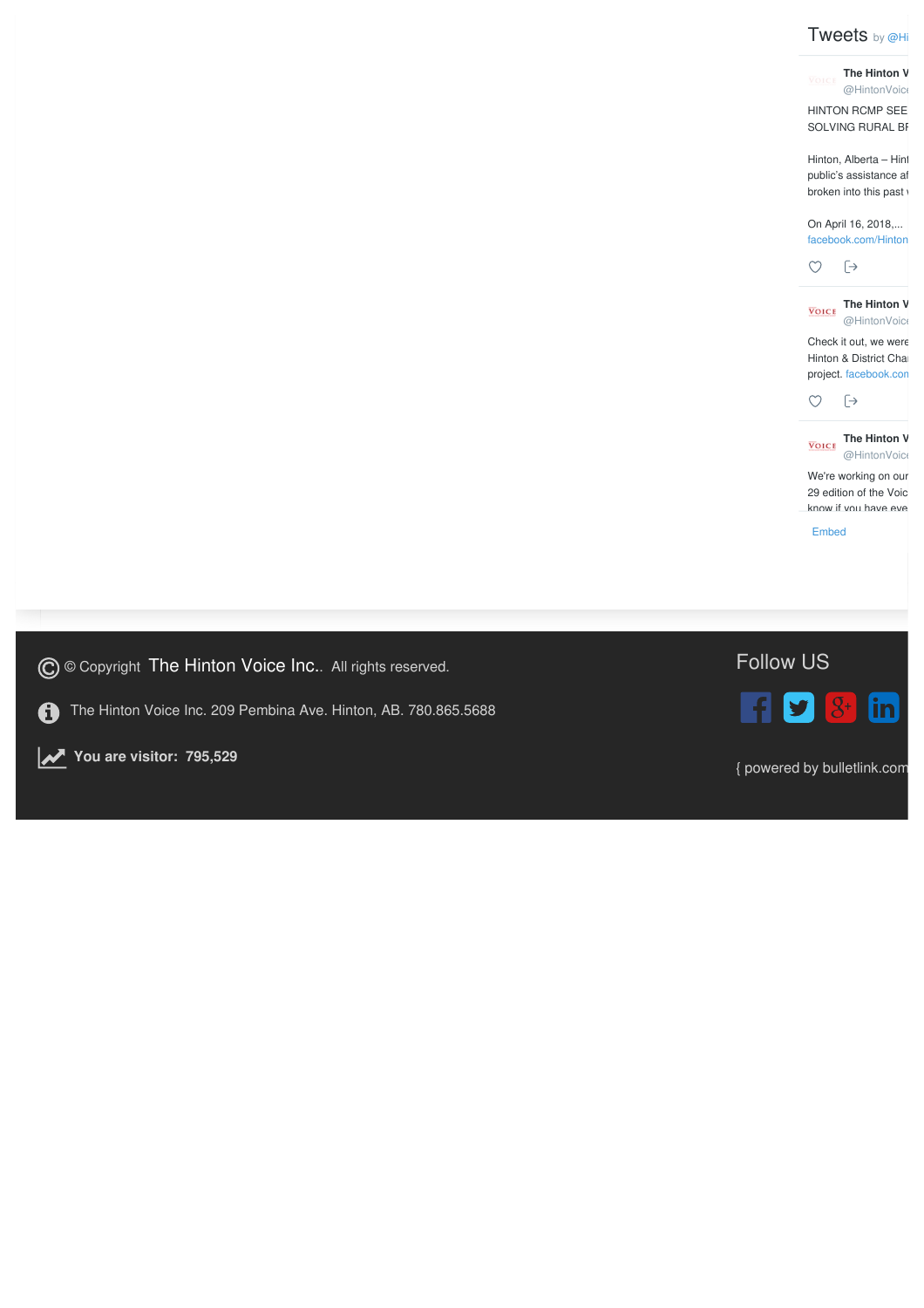## Tweets by @Hi

The Hinton V
@HintonVoice

HINTON RCMP SEE
SOLVING RURAL BF

Hinton, Alberta – Hint
public's assistance af
broken into this past v

On April 16, 2018,...
facebook.com/Hinton

The Hinton V
@HintonVoice

Check it out, we were
Hinton & District Char
project. facebook.com

The Hinton V
@HintonVoice

We're working on our
29 edition of the Voic
know if you have eve

Embed

© Copyright The Hinton Voice Inc.. All rights reserved.

The Hinton Voice Inc. 209 Pembina Ave. Hinton, AB. 780.865.5688

**You are visitor: 795,529**

Follow US

{ powered by bulletlink.com